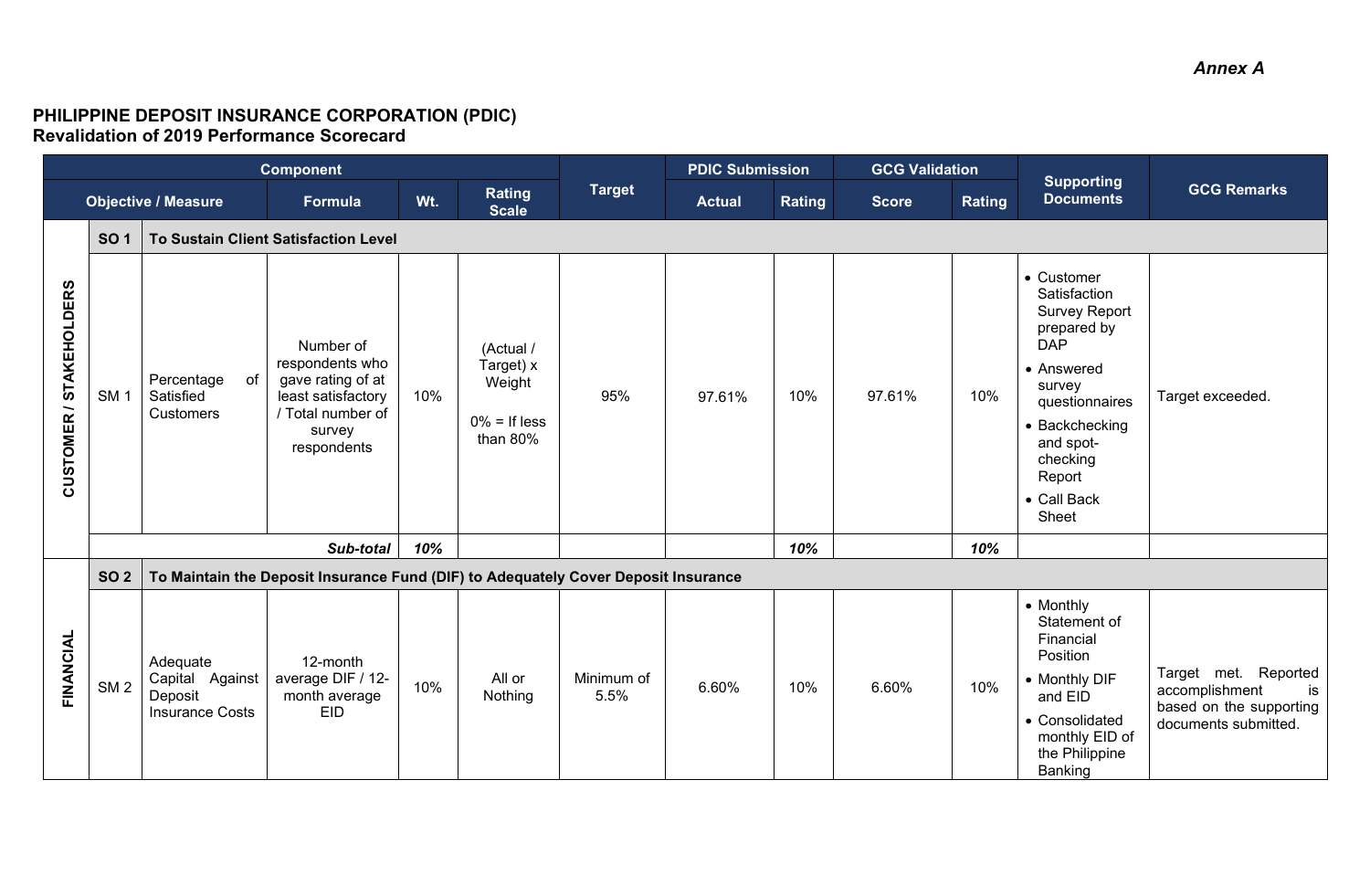*Annex A*

**PHILIPPINE DEPOSIT INSURANCE CORPORATION (PDIC)**
**Revalidation of 2019 Performance Scorecard**

| Component | | | | | | Target | PDIC Submission | | GCG Validation | | Supporting Documents | GCG Remarks |
|---|---|---|---|---|---|---|---|---|---|---|---|---|
| Objective / Measure | | | Formula | Wt. | Rating Scale | | Actual | Rating | Score | Rating | | |
| CUSTOMER / STAKEHOLDERS | **SO 1** | **To Sustain Client Satisfaction Level** | | | | | | | | | | |
| | SM 1 | Percentage of Satisfied Customers | Number of respondents who gave rating of at least satisfactory / Total number of survey respondents | 10% | (Actual / Target) x Weight<br><br>0% = If less than 80% | 95% | 97.61% | 10% | 97.61% | 10% | • Customer Satisfaction Survey Report prepared by DAP<br>• Answered survey questionnaires<br>• Backchecking and spot-checking Report<br>• Call Back Sheet | Target exceeded. |
| | | | ***Sub-total*** | ***10%*** | | | | ***10%*** | | ***10%*** | | |
| FINANCIAL | **SO 2** | **To Maintain the Deposit Insurance Fund (DIF) to Adequately Cover Deposit Insurance** | | | | | | | | | | |
| | SM 2 | Adequate Capital Against Deposit Insurance Costs | 12-month average DIF / 12-month average EID | 10% | All or Nothing | Minimum of 5.5% | 6.60% | 10% | 6.60% | 10% | • Monthly Statement of Financial Position<br>• Monthly DIF and EID<br>• Consolidated monthly EID of the Philippine Banking | Target met. Reported accomplishment is based on the supporting documents submitted. |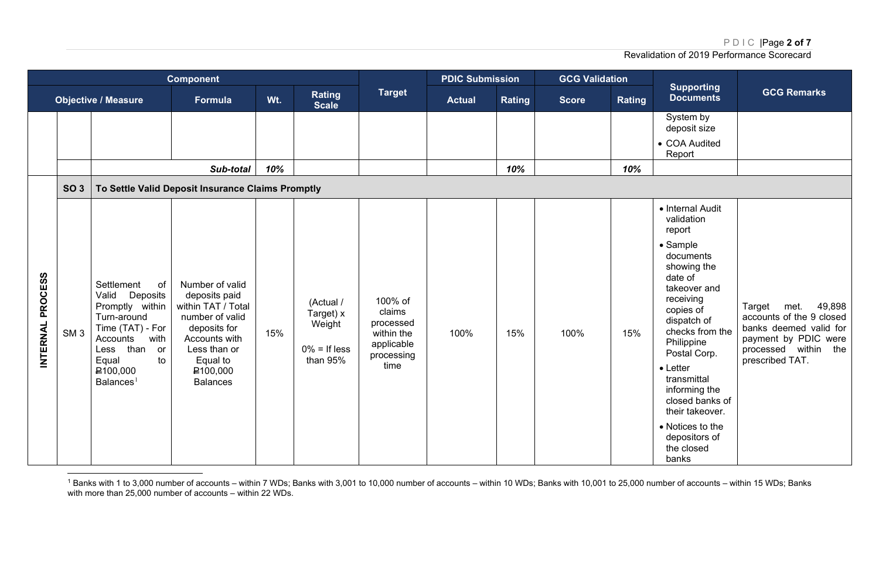| Component | | | | | Target | PDIC Submission | | GCG Validation | | Supporting Documents | GCG Remarks |
|---|---|---|---|---|---|---|---|---|---|---|---|
| Objective / Measure | | | Formula | Wt. | Rating Scale | | Actual | Rating | Score | Rating | | |
| | | | | | | | | | | | System by deposit size<br>• COA Audited Report | |
| | | | *Sub-total* | *10%* | | | | *10%* | | *10%* | | |
| INTERNAL PROCESS | **SO 3** | **To Settle Valid Deposit Insurance Claims Promptly** | | | | | | | | | | |
| | SM 3 | Settlement of Valid Deposits Promptly within Turn-around Time (TAT) - For Accounts with Less than or Equal to ₽100,000 Balances[1] | Number of valid deposits paid within TAT / Total number of valid deposits for Accounts with Less than or Equal to ₽100,000 Balances | 15% | (Actual / Target) x Weight<br><br>0% = If less than 95% | 100% of claims processed within the applicable processing time | 100% | 15% | 100% | 15% | • Internal Audit validation report<br>• Sample documents showing the date of takeover and receiving copies of dispatch of checks from the Philippine Postal Corp.<br>• Letter transmittal informing the closed banks of their takeover.<br>• Notices to the depositors of the closed banks | Target met. 49,898 accounts of the 9 closed banks deemed valid for payment by PDIC were processed within the prescribed TAT. |

[1] Banks with 1 to 3,000 number of accounts – within 7 WDs; Banks with 3,001 to 10,000 number of accounts – within 10 WDs; Banks with 10,001 to 25,000 number of accounts – within 15 WDs; Banks with more than 25,000 number of accounts – within 22 WDs.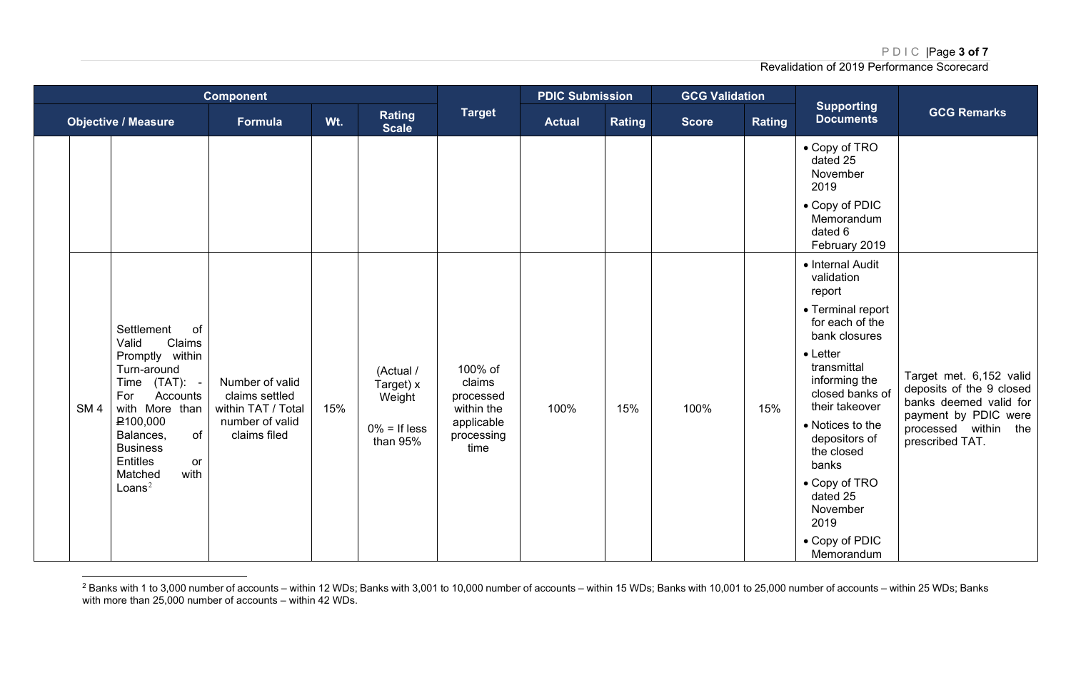| Component | | | | | Target | PDIC Submission | | GCG Validation | | Supporting Documents | GCG Remarks |
|---|---|---|---|---|---|---|---|---|---|---|---|
| Objective / Measure | | Formula | Wt. | Rating Scale | | Actual | Rating | Score | Rating | | |
| | | | | | | | | | | • Copy of TRO dated 25 November 2019<br>• Copy of PDIC Memorandum dated 6 February 2019 | |
| SM 4 | Settlement of Valid Claims Promptly within Turn-around Time (TAT): - For Accounts with More than ₽100,000 Balances, of Business Entitles or Matched with Loans[2] | Number of valid claims settled within TAT / Total number of valid claims filed | 15% | (Actual / Target) x Weight<br><br>0% = If less than 95% | 100% of claims processed within the applicable processing time | 100% | 15% | 100% | 15% | • Internal Audit validation report<br>• Terminal report for each of the bank closures<br>• Letter transmittal informing the closed banks of their takeover<br>• Notices to the depositors of the closed banks<br>• Copy of TRO dated 25 November 2019<br>• Copy of PDIC Memorandum | Target met. 6,152 valid deposits of the 9 closed banks deemed valid for payment by PDIC were processed within the prescribed TAT. |

[2] Banks with 1 to 3,000 number of accounts – within 12 WDs; Banks with 3,001 to 10,000 number of accounts – within 15 WDs; Banks with 10,001 to 25,000 number of accounts – within 25 WDs; Banks with more than 25,000 number of accounts – within 42 WDs.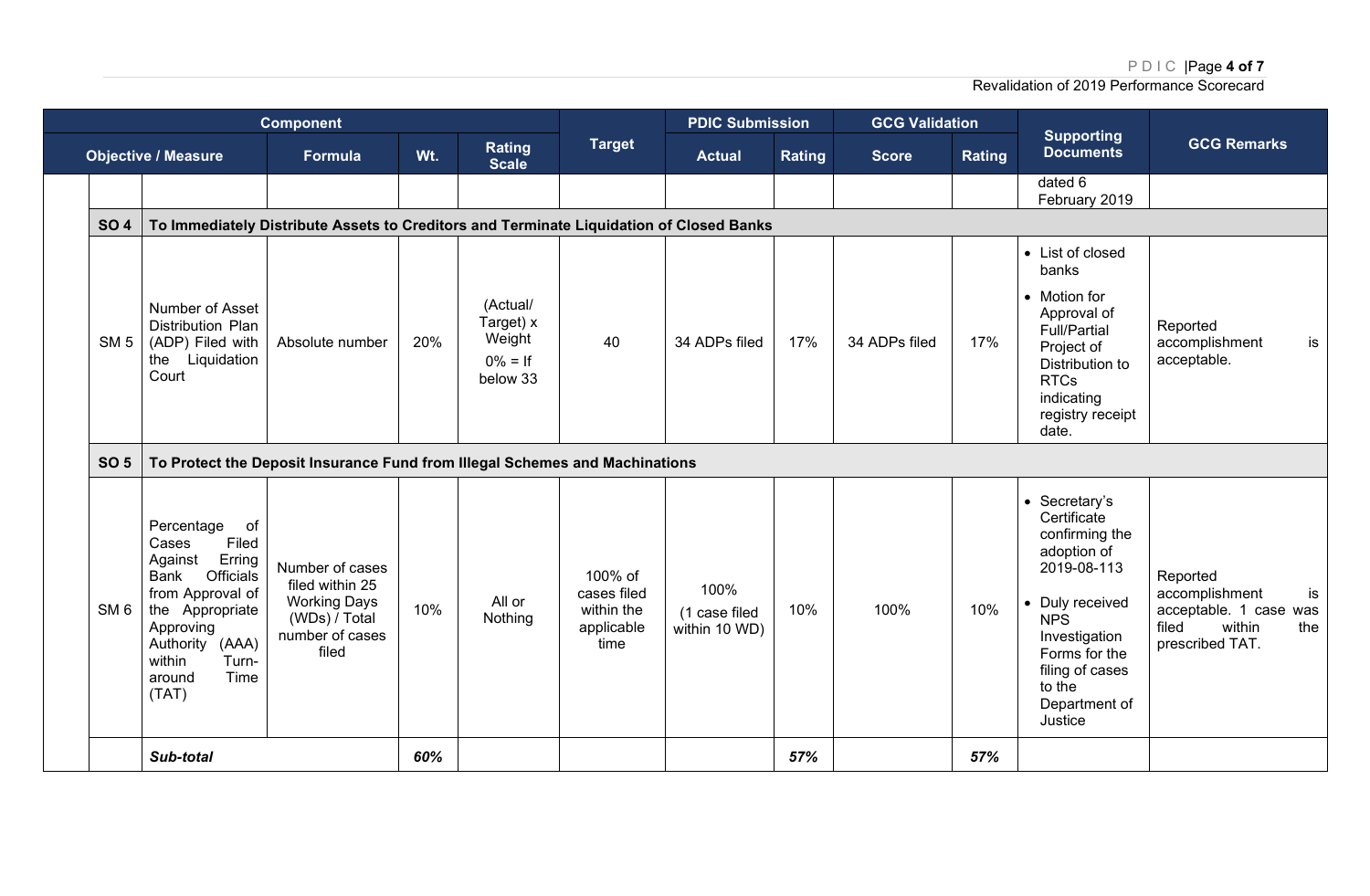| Component | | | | | Target | PDIC Submission | | GCG Validation | | Supporting Documents | GCG Remarks |
|---|---|---|---|---|---|---|---|---|---|---|---|
| Objective / Measure | | Formula | Wt. | Rating Scale | | Actual | Rating | Score | Rating | | |
| | | | | | | | | | | dated 6 February 2019 | |
| **SO 4** | **To Immediately Distribute Assets to Creditors and Terminate Liquidation of Closed Banks** | | | | | | | | | | |
| SM 5 | Number of Asset Distribution Plan (ADP) Filed with the Liquidation Court | Absolute number | 20% | (Actual/ Target) x Weight<br>0% = If below 33 | 40 | 34 ADPs filed | 17% | 34 ADPs filed | 17% | • List of closed banks<br>• Motion for Approval of Full/Partial Project of Distribution to RTCs indicating registry receipt date. | Reported accomplishment is acceptable. |
| **SO 5** | **To Protect the Deposit Insurance Fund from Illegal Schemes and Machinations** | | | | | | | | | | |
| SM 6 | Percentage of Cases Filed Against Erring Bank Officials from Approval of the Appropriate Approving Authority (AAA) within Turn-around Time (TAT) | Number of cases filed within 25 Working Days (WDs) / Total number of cases filed | 10% | All or Nothing | 100% of cases filed within the applicable time | 100%<br>(1 case filed within 10 WD) | 10% | 100% | 10% | • Secretary's Certificate confirming the adoption of 2019-08-113<br>• Duly received NPS Investigation Forms for the filing of cases to the Department of Justice | Reported accomplishment is acceptable. 1 case was filed within the prescribed TAT. |
| | ***Sub-total*** | | ***60%*** | | | | ***57%*** | | ***57%*** | | |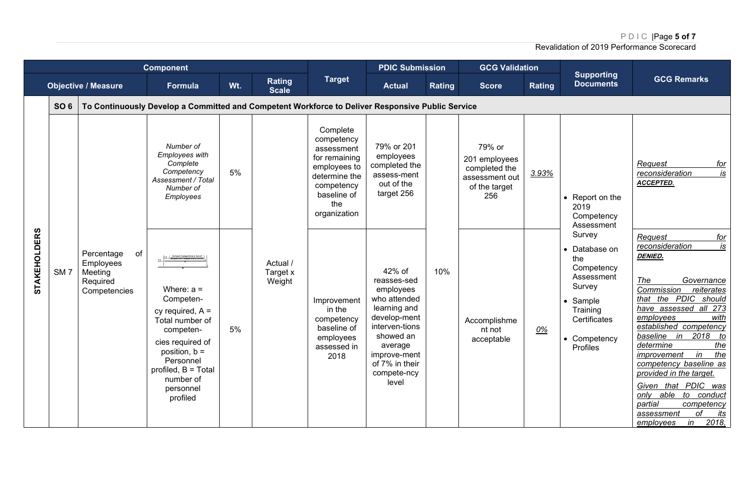| Component | | | | | Target | PDIC Submission | | GCG Validation | | Supporting Documents | GCG Remarks |
|---|---|---|---|---|---|---|---|---|---|---|---|
| Objective / Measure | | Formula | Wt. | Rating Scale | | Actual | Rating | Score | Rating | | |
| **SO 6** | **To Continuously Develop a Committed and Competent Workforce to Deliver Responsive Public Service** | | | | | | | | | | |
| SM 7 | Percentage of Employees Meeting Required Competencies | *Number of Employees with Complete Competency Assessment / Total Number of Employees* | 5% | Actual / Target x Weight | Complete competency assessment for remaining employees to determine the competency baseline of the organization | 79% or 201 employees completed the assess-ment out of the target 256 | 10% | 79% or 201 employees completed the assessment out of the target 256 | *3.93%* | • Report on the 2019 Competency Assessment Survey<br>• Database on the Competency Assessment Survey<br>• Sample Training Certificates<br>• Competency Profiles | *Request for reconsideration is* ***ACCEPTED.*** |
| | | $\frac{\sum_{1}^{B}\left[\frac{\sum_{1}^{A}\left(\frac{\text{Actual Competency Level}}{\text{Required Competency Level}}\right)}{a}\right]}{B}$<br><br>Where: a = Competen-cy required, A = Total number of competen-cies required of position, b = Personnel profiled, B = Total number of personnel profiled | 5% | | Improvement in the competency baseline of employees assessed in 2018 | 42% of reasses-sed employees who attended learning and develop-ment interven-tions showed an average improve-ment of 7% in their compete-ncy level | | Accomplishment not acceptable | *0%* | | *Request for reconsideration is* ***DENIED.***<br><br>*The Governance Commission reiterates that the PDIC should have assessed all 273 employees with established competency baseline in 2018 to determine the improvement in the competency baseline as provided in the target.*<br><br>*Given that PDIC was only able to conduct partial competency assessment of its employees in 2018,* |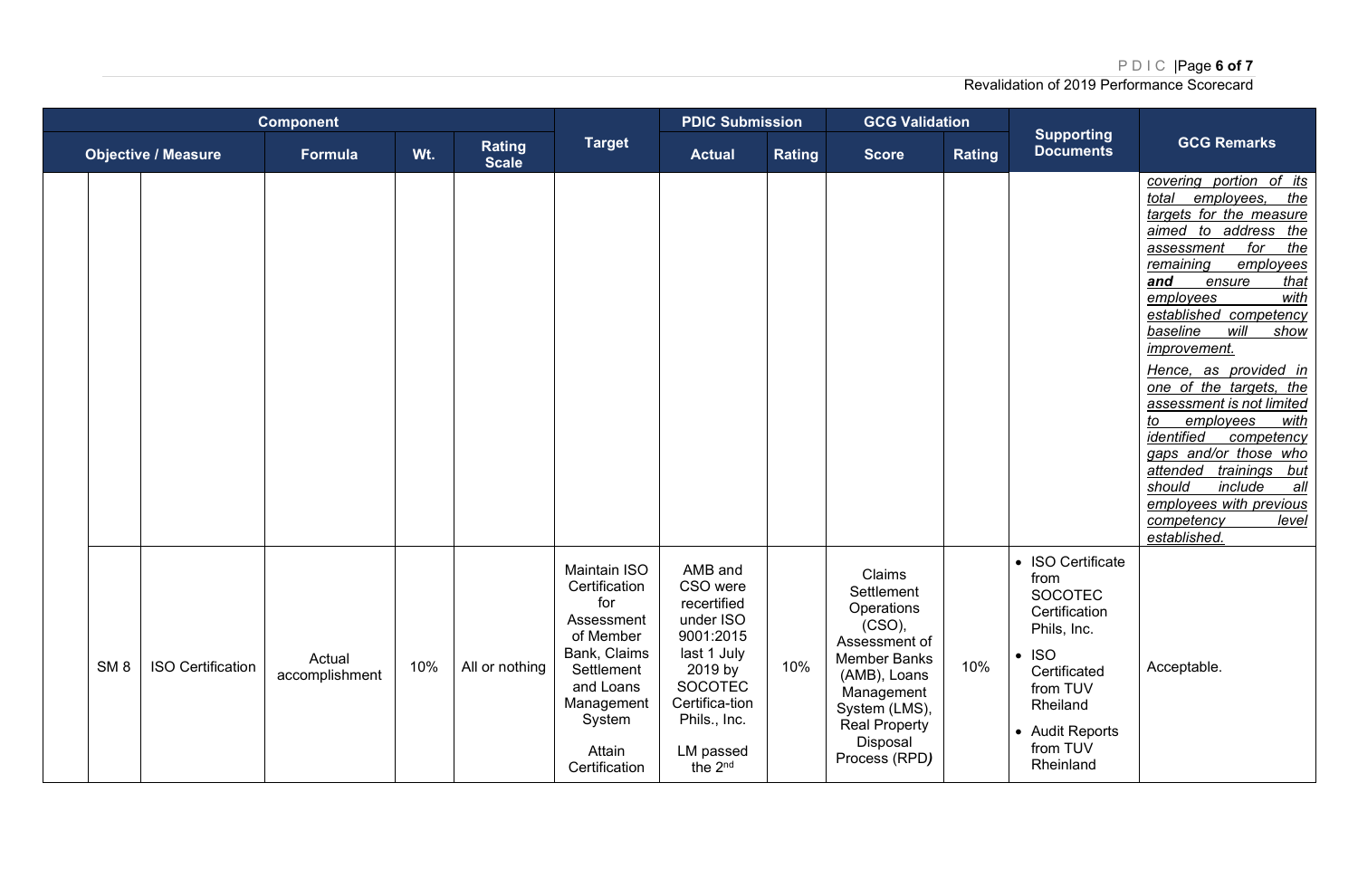| Component | | | | | Target | PDIC Submission | | GCG Validation | | Supporting Documents | GCG Remarks |
|---|---|---|---|---|---|---|---|---|---|---|---|
| Objective / Measure | | Formula | Wt. | Rating Scale | | Actual | Rating | Score | Rating | | |
| | | | | | | | | | | | _covering portion of its total employees, the targets for the measure aimed to address the assessment for the remaining employees **and** ensure that employees with established competency baseline will show improvement._ _Hence, as provided in one of the targets, the assessment is not limited to employees with identified competency gaps and/or those who attended trainings but should include all employees with previous competency level established._ |
| SM 8 | ISO Certification | Actual accomplishment | 10% | All or nothing | Maintain ISO Certification for Assessment of Member Bank, Claims Settlement and Loans Management System Attain Certification | AMB and CSO were recertified under ISO 9001:2015 last 1 July 2019 by SOCOTEC Certifica-tion Phils., Inc. LM passed the 2nd | 10% | Claims Settlement Operations (CSO), Assessment of Member Banks (AMB), Loans Management System (LMS), Real Property Disposal Process (RPD) | 10% | • ISO Certificate from SOCOTEC Certification Phils, Inc. • ISO Certificated from TUV Rheiland • Audit Reports from TUV Rheinland | Acceptable. |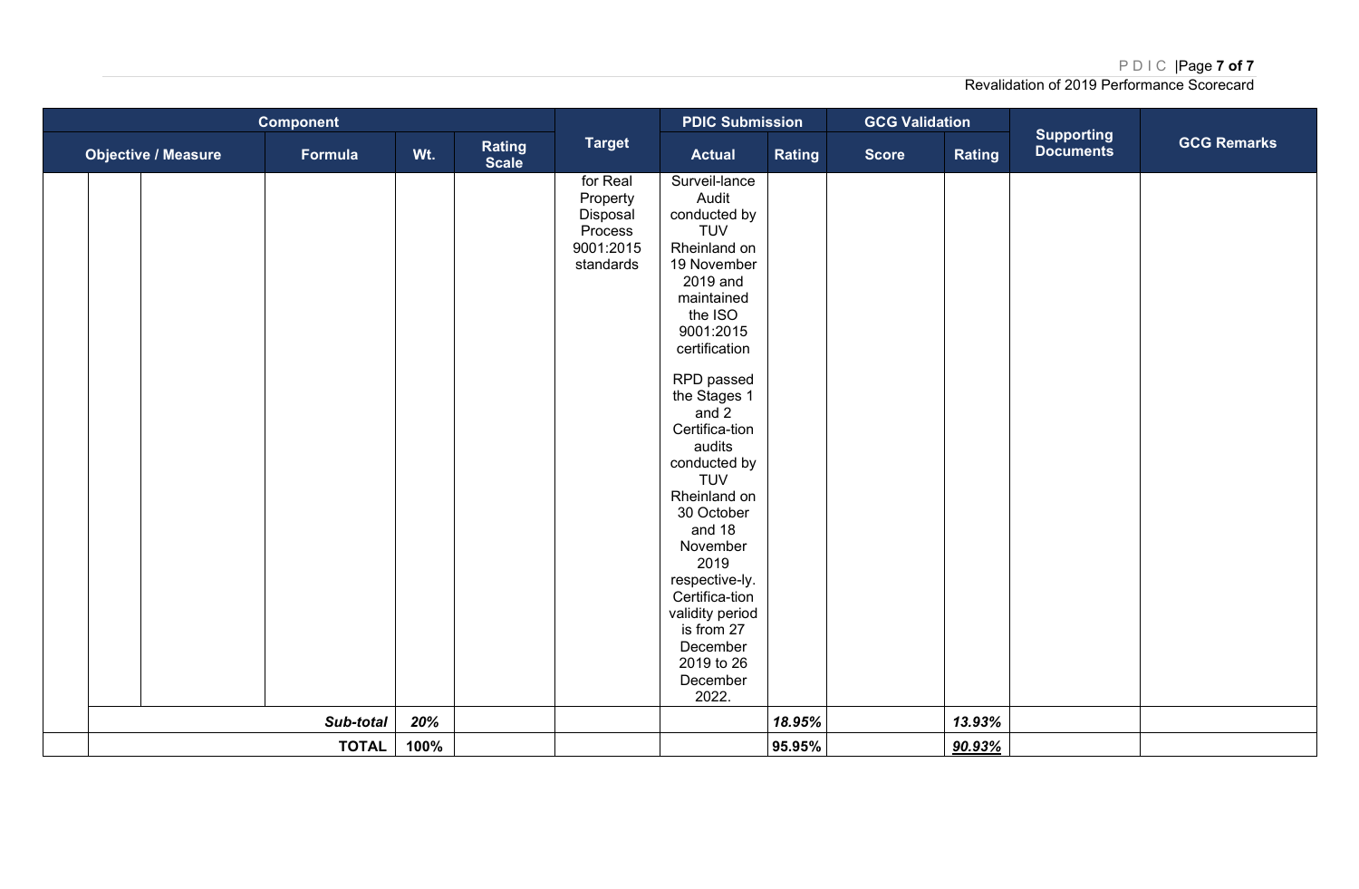| Component | | | | | | Target | PDIC Submission | | GCG Validation | | Supporting Documents | GCG Remarks |
|---|---|---|---|---|---|---|---|---|---|---|---|---|
| Objective / Measure | | | Formula | Wt. | Rating Scale | | Actual | Rating | Score | Rating | | |
| | | | | | | for Real Property Disposal Process 9001:2015 standards | Surveil-lance Audit conducted by TUV Rheinland on 19 November 2019 and maintained the ISO 9001:2015 certification<br><br>RPD passed the Stages 1 and 2 Certifica-tion audits conducted by TUV Rheinland on 30 October and 18 November 2019 respective-ly. Certifica-tion validity period is from 27 December 2019 to 26 December 2022. | | | | | |
| | | | ***Sub-total*** | ***20%*** | | | | ***18.95%*** | | ***13.93%*** | | |
| | | | **TOTAL** | **100%** | | | | **95.95%** | | ***<u>90.93%</u>*** | | |